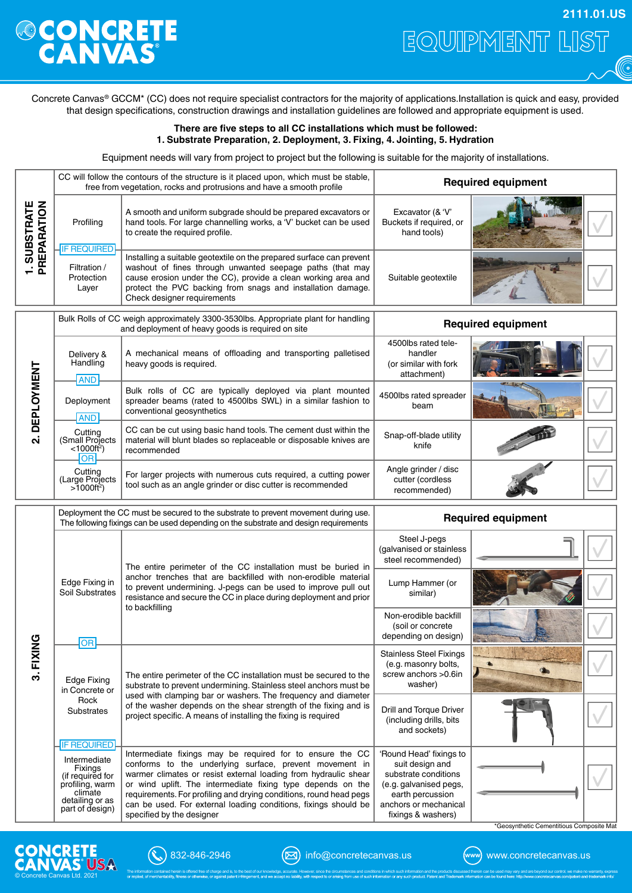# CONCRETE CANVAS®

# EQUIPMENT LIST

2111.01.US

Concrete Canvas® GCCM* (CC) does not require specialist contractors for the majority of applications. Installation is quick and easy, provided that design specifications, construction drawings and installation guidelines are followed and appropriate equipment is used.

**There are five steps to all CC installations which must be followed:**
**1. Substrate Preparation, 2. Deployment, 3. Fixing, 4. Jointing, 5. Hydration**

Equipment needs will vary from project to project but the following is suitable for the majority of installations.

## 1. SUBSTRATE PREPARATION

| CC will follow the contours of the structure is it placed upon, which must be stable, free from vegetation, rocks and protrusions and have a smooth profile | | Required equipment |
|---|---|---|
| Profiling | A smooth and uniform subgrade should be prepared excavators or hand tools. For large channelling works, a 'V' bucket can be used to create the required profile. | Excavator (& 'V' Buckets if required, or hand tools) |
| IF REQUIRED | | |
| Filtration / Protection Layer | Installing a suitable geotextile on the prepared surface can prevent washout of fines through unwanted seepage paths (that may cause erosion under the CC), provide a clean working area and protect the PVC backing from snags and installation damage. Check designer requirements | Suitable geotextile |

## 2. DEPLOYMENT

| Bulk Rolls of CC weigh approximately 3300-3530lbs. Appropriate plant for handling and deployment of heavy goods is required on site | | Required equipment |
|---|---|---|
| Delivery & Handling | A mechanical means of offloading and transporting palletised heavy goods is required. | 4500lbs rated tele-handler (or similar with fork attachment) |
| AND | | |
| Deployment | Bulk rolls of CC are typically deployed via plant mounted spreader beams (rated to 4500lbs SWL) in a similar fashion to conventional geosynthetics | 4500lbs rated spreader beam |
| AND | | |
| Cutting (Small Projects <1000ft$^2$) | CC can be cut using basic hand tools. The cement dust within the material will blunt blades so replaceable or disposable knives are recommended | Snap-off-blade utility knife |
| OR | | |
| Cutting (Large Projects >1000ft$^2$) | For larger projects with numerous cuts required, a cutting power tool such as an angle grinder or disc cutter is recommended | Angle grinder / disc cutter (cordless recommended) |

## 3. FIXING

| Deployment the CC must be secured to the substrate to prevent movement during use. The following fixings can be used depending on the substrate and design requirements | | Required equipment |
|---|---|---|
| Edge Fixing in Soil Substrates | The entire perimeter of the CC installation must be buried in anchor trenches that are backfilled with non-erodible material to prevent undermining. J-pegs can be used to improve pull out resistance and secure the CC in place during deployment and prior to backfilling | Steel J-pegs (galvanised or stainless steel recommended) |
| | | Lump Hammer (or similar) |
| | | Non-erodible backfill (soil or concrete depending on design) |
| OR | | |
| Edge Fixing in Concrete or Rock Substrates | The entire perimeter of the CC installation must be secured to the substrate to prevent undermining. Stainless steel anchors must be used with clamping bar or washers. The frequency and diameter of the washer depends on the shear strength of the fixing and is project specific. A means of installing the fixing is required | Stainless Steel Fixings (e.g. masonry bolts, screw anchors >0.6in washer) |
| | | Drill and Torque Driver (including drills, bits and sockets) |
| IF REQUIRED | | |
| Intermediate Fixings (if required for profiling, warm climate detailing or as part of design) | Intermediate fixings may be required for to ensure the CC conforms to the underlying surface, prevent movement in warmer climates or resist external loading from hydraulic shear or wind uplift. The intermediate fixing type depends on the requirements. For profiling and drying conditions, round head pegs can be used. For external loading conditions, fixings should be specified by the designer | 'Round Head' fixings to suit design and substrate conditions (e.g. galvanised pegs, earth percussion anchors or mechanical fixings & washers) |

*Geosynthetic Cementitious Composite Mat

CONCRETE CANVAS USA © Concrete Canvas Ltd. 2021 | 832-846-2946 | info@concretecanvas.us | www.concretecanvas.us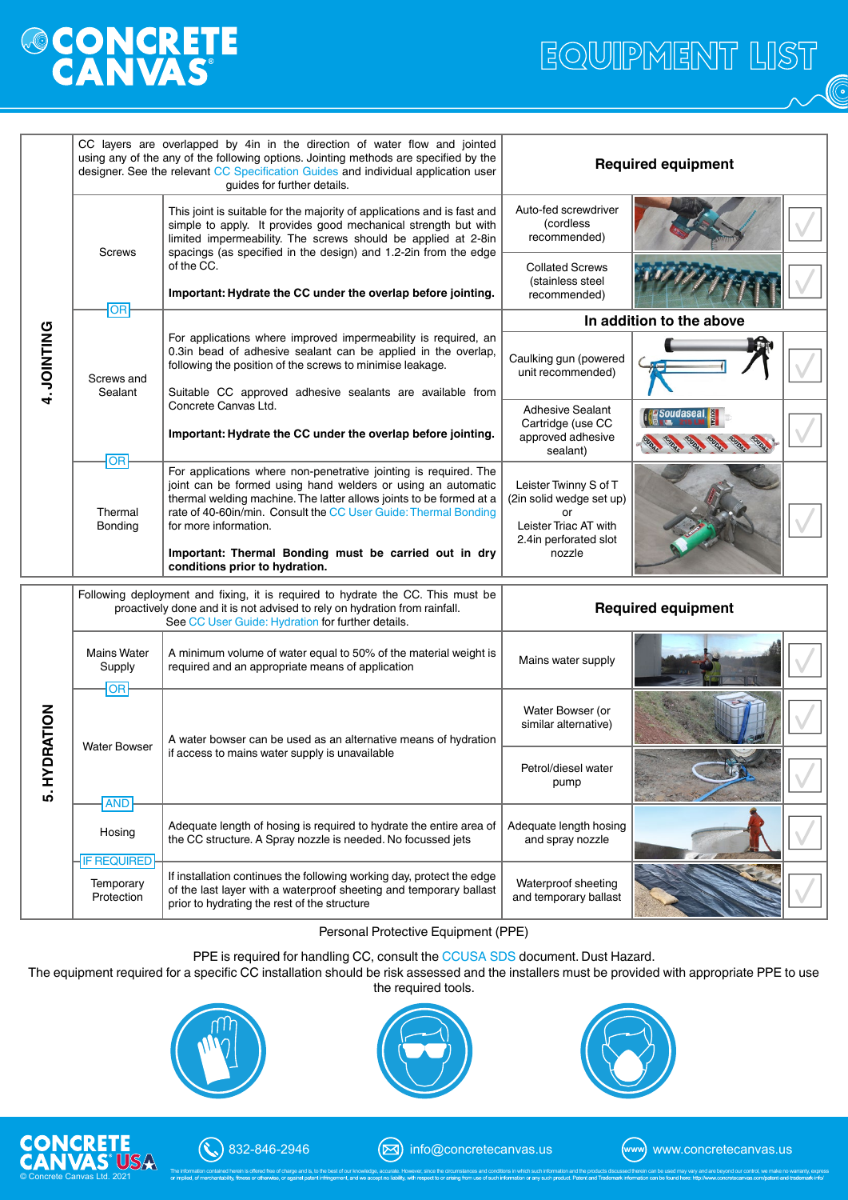# EQUIPMENT LIST

## 4. JOINTING

| | | | Required equipment | | |
|---|---|---|---|---|---|
| CC layers are overlapped by 4in in the direction of water flow and jointed using any of the any of the following options. Jointing methods are specified by the designer. See the relevant CC Specification Guides and individual application user guides for further details. | | | | | |
| Screws | This joint is suitable for the majority of applications and is fast and simple to apply. It provides good mechanical strength but with limited impermeability. The screws should be applied at 2-8in spacings (as specified in the design) and 1.2-2in from the edge of the CC.<br><br>**Important: Hydrate the CC under the overlap before jointing.** | | Auto-fed screwdriver (cordless recommended) | | ☐ |
| | | | Collated Screws (stainless steel recommended) | | ☐ |
| OR | | | **In addition to the above** | | |
| Screws and Sealant | For applications where improved impermeability is required, an 0.3in bead of adhesive sealant can be applied in the overlap, following the position of the screws to minimise leakage.<br><br>Suitable CC approved adhesive sealants are available from Concrete Canvas Ltd.<br><br>**Important: Hydrate the CC under the overlap before jointing.** | | Caulking gun (powered unit recommended) | | ☐ |
| | | | Adhesive Sealant Cartridge (use CC approved adhesive sealant) | | ☐ |
| OR | | | | | |
| Thermal Bonding | For applications where non-penetrative jointing is required. The joint can be formed using hand welders or using an automatic thermal welding machine. The latter allows joints to be formed at a rate of 40-60in/min. Consult the CC User Guide: Thermal Bonding for more information.<br><br>**Important: Thermal Bonding must be carried out in dry conditions prior to hydration.** | | Leister Twinny S of T (2in solid wedge set up) or Leister Triac AT with 2.4in perforated slot nozzle | | ☐ |

## 5. HYDRATION

| | | | Required equipment | | |
|---|---|---|---|---|---|
| Following deployment and fixing, it is required to hydrate the CC. This must be proactively done and it is not advised to rely on hydration from rainfall. See CC User Guide: Hydration for further details. | | | | | |
| Mains Water Supply | A minimum volume of water equal to 50% of the material weight is required and an appropriate means of application | | Mains water supply | | ☐ |
| OR | | | | | |
| Water Bowser | A water bowser can be used as an alternative means of hydration if access to mains water supply is unavailable | | Water Bowser (or similar alternative) | | ☐ |
| | | | Petrol/diesel water pump | | ☐ |
| AND | | | | | |
| Hosing | Adequate length of hosing is required to hydrate the entire area of the CC structure. A Spray nozzle is needed. No focussed jets | | Adequate length hosing and spray nozzle | | ☐ |
| IF REQUIRED | | | | | |
| Temporary Protection | If installation continues the following working day, protect the edge of the last layer with a waterproof sheeting and temporary ballast prior to hydrating the rest of the structure | | Waterproof sheeting and temporary ballast | | ☐ |

Personal Protective Equipment (PPE)

PPE is required for handling CC, consult the CCUSA SDS document. Dust Hazard.
The equipment required for a specific CC installation should be risk assessed and the installers must be provided with appropriate PPE to use the required tools.

CONCRETE CANVAS USA
© Concrete Canvas Ltd. 2021

832-846-2946 | info@concretecanvas.us | www.concretecanvas.us

The information contained herein is offered free of charge and is, to the best of our knowledge, accurate. However, since the circumstances and conditions in which such information and the products discussed therein can be used may vary and are beyond our control, we make no warranty, express or implied, of merchantability, fitness or otherwise, or against patent infringement, and we accept no liability, with respect to or arising from use of such information or any such product. Patent and Trademark information can be found here: http://www.concretecanvas.com/patent-and-trademark-info/